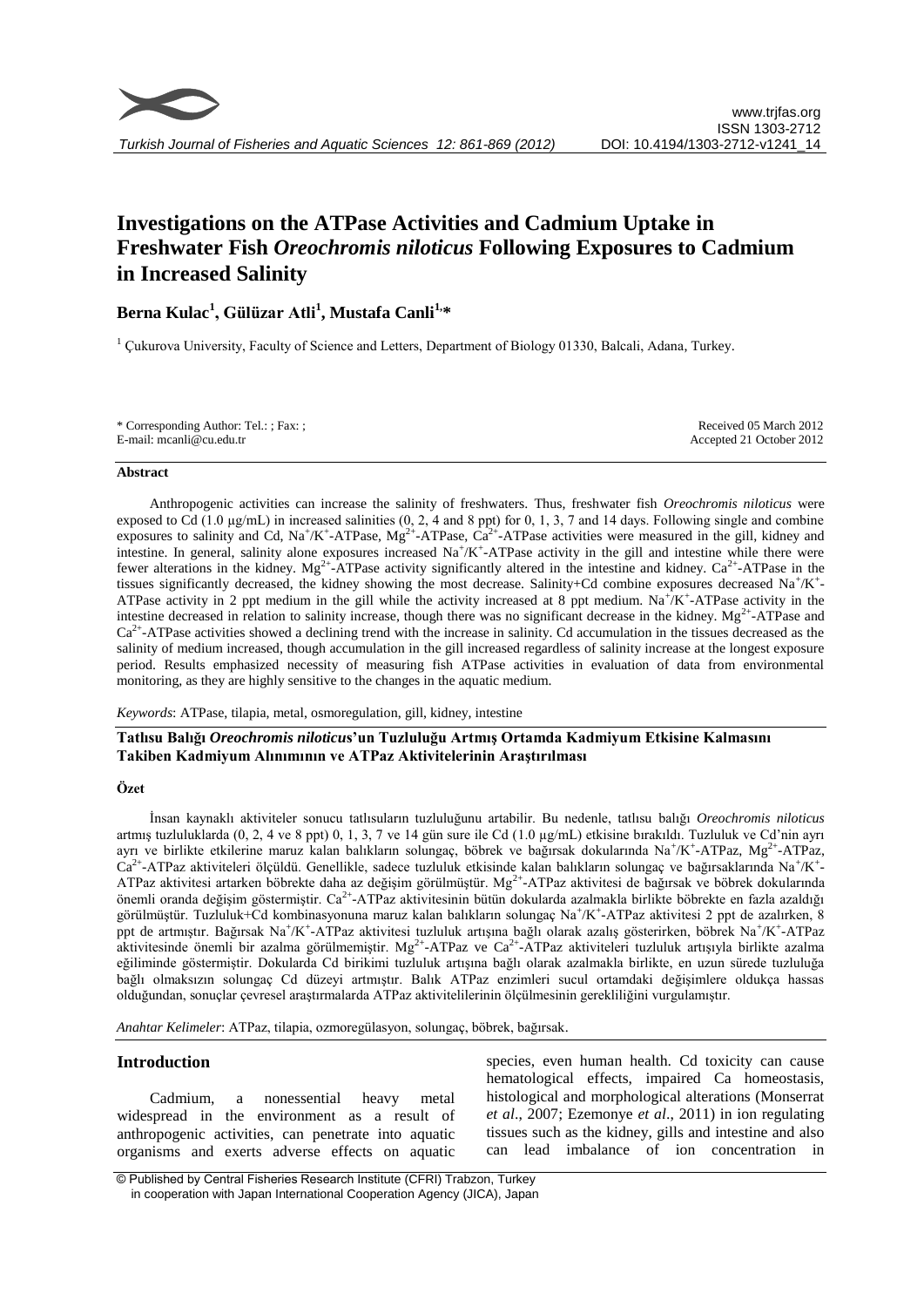# Investigations on the ATPase Activities and Cadmium Uptake in Freshwater Fish *Oreochromis niloticus* Following Exposures to Cadmium in Increased Salinity

**Berna Kulac[1], Gülüzar Atli[1], Mustafa Canli[1,*]**

[1] Çukurova University, Faculty of Science and Letters, Department of Biology 01330, Balcali, Adana, Turkey.

\* Corresponding Author: Tel.: ; Fax: ;
E-mail: mcanli@cu.edu.tr

Received 05 March 2012
Accepted 21 October 2012

#### Abstract

Anthropogenic activities can increase the salinity of freshwaters. Thus, freshwater fish *Oreochromis niloticus* were exposed to Cd (1.0 µg/mL) in increased salinities (0, 2, 4 and 8 ppt) for 0, 1, 3, 7 and 14 days. Following single and combine exposures to salinity and Cd, $Na^+/K^+$-ATPase, $Mg^{2+}$-ATPase, $Ca^{2+}$-ATPase activities were measured in the gill, kidney and intestine. In general, salinity alone exposures increased $Na^+/K^+$-ATPase activity in the gill and intestine while there were fewer alterations in the kidney. $Mg^{2+}$-ATPase activity significantly altered in the intestine and kidney. $Ca^{2+}$-ATPase in the tissues significantly decreased, the kidney showing the most decrease. Salinity+Cd combine exposures decreased $Na^+/K^+$-ATPase activity in 2 ppt medium in the gill while the activity increased at 8 ppt medium. $Na^+/K^+$-ATPase activity in the intestine decreased in relation to salinity increase, though there was no significant decrease in the kidney. $Mg^{2+}$-ATPase and $Ca^{2+}$-ATPase activities showed a declining trend with the increase in salinity. Cd accumulation in the tissues decreased as the salinity of medium increased, though accumulation in the gill increased regardless of salinity increase at the longest exposure period. Results emphasized necessity of measuring fish ATPase activities in evaluation of data from environmental monitoring, as they are highly sensitive to the changes in the aquatic medium.

*Keywords*: ATPase, tilapia, metal, osmoregulation, gill, kidney, intestine

**Tatlısu Balığı *Oreochromis niloticus*'un Tuzluluğu Artmış Ortamda Kadmiyum Etkisine Kalmasını Takiben Kadmiyum Alınımının ve ATPaz Aktivitelerinin Araştırılması**

#### Özet

İnsan kaynaklı aktiviteler sonucu tatlısuların tuzluluğunu artabilir. Bu nedenle, tatlısu balığı *Oreochromis niloticus* artmış tuzluluklarda (0, 2, 4 ve 8 ppt) 0, 1, 3, 7 ve 14 gün sure ile Cd (1.0 µg/mL) etkisine bırakıldı. Tuzluluk ve Cd'nin ayrı ayrı ve birlikte etkilerine maruz kalan balıkların solungaç, böbrek ve bağırsak dokularında $Na^+/K^+$-ATPaz, $Mg^{2+}$-ATPaz, $Ca^{2+}$-ATPaz aktiviteleri ölçüldü. Genellikle, sadece tuzluluk etkisinde kalan balıkların solungaç ve bağırsaklarında $Na^+/K^+$-ATPaz aktivitesi artarken böbrekte daha az değişim görülmüştür. $Mg^{2+}$-ATPaz aktivitesi de bağırsak ve böbrek dokularında önemli oranda değişim göstermiştir. $Ca^{2+}$-ATPaz aktivitesinin bütün dokularda azalmakla birlikte böbrekte en fazla azaldığı görülmüştür. Tuzluluk+Cd kombinasyonuna maruz kalan balıkların solungaç $Na^+/K^+$-ATPaz aktivitesi 2 ppt de azalırken, 8 ppt de artmıştır. Bağırsak $Na^+/K^+$-ATPaz aktivitesi tuzluluk artışına bağlı olarak azalış gösterirken, böbrek $Na^+/K^+$-ATPaz aktivitesinde önemli bir azalma görülmemiştir. $Mg^{2+}$-ATPaz ve $Ca^{2+}$-ATPaz aktiviteleri tuzluluk artışıyla birlikte azalma eğiliminde göstermiştir. Dokularda Cd birikimi tuzluluk artışına bağlı olarak azalmakla birlikte, en uzun sürede tuzluluğa bağlı olmaksızın solungaç Cd düzeyi artmıştır. Balık ATPaz enzimleri sucul ortamdaki değişimlere oldukça hassas olduğundan, sonuçlar çevresel araştırmalarda ATPaz aktivitelilerinin ölçülmesinin gerekliliğini vurgulamıştır.

*Anahtar Kelimeler*: ATPaz, tilapia, ozmoregülasyon, solungaç, böbrek, bağırsak.

## Introduction

Cadmium, a nonessential heavy metal widespread in the environment as a result of anthropogenic activities, can penetrate into aquatic organisms and exerts adverse effects on aquatic species, even human health. Cd toxicity can cause hematological effects, impaired Ca homeostasis, histological and morphological alterations (Monserrat *et al*., 2007; Ezemonye *et al*., 2011) in ion regulating tissues such as the kidney, gills and intestine and also can lead imbalance of ion concentration in

© Published by Central Fisheries Research Institute (CFRI) Trabzon, Turkey in cooperation with Japan International Cooperation Agency (JICA), Japan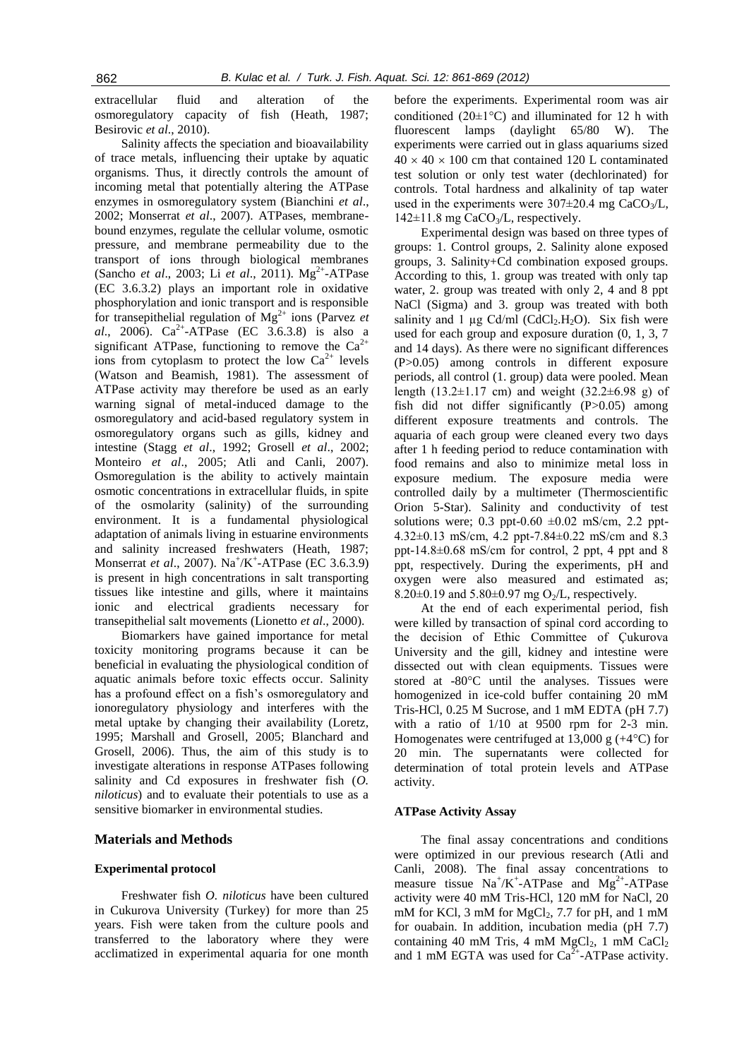extracellular fluid and alteration of the osmoregulatory capacity of fish (Heath, 1987; Besirovic *et al*., 2010).

Salinity affects the speciation and bioavailability of trace metals, influencing their uptake by aquatic organisms. Thus, it directly controls the amount of incoming metal that potentially altering the ATPase enzymes in osmoregulatory system (Bianchini *et al*., 2002; Monserrat *et al*., 2007). ATPases, membrane-bound enzymes, regulate the cellular volume, osmotic pressure, and membrane permeability due to the transport of ions through biological membranes (Sancho *et al*., 2003; Li *et al*., 2011). $Mg^{2+}$-ATPase (EC 3.6.3.2) plays an important role in oxidative phosphorylation and ionic transport and is responsible for transepithelial regulation of $Mg^{2+}$ ions (Parvez *et al*., 2006). $Ca^{2+}$-ATPase (EC 3.6.3.8) is also a significant ATPase, functioning to remove the $Ca^{2+}$ ions from cytoplasm to protect the low $Ca^{2+}$ levels (Watson and Beamish, 1981). The assessment of ATPase activity may therefore be used as an early warning signal of metal-induced damage to the osmoregulatory and acid-based regulatory system in osmoregulatory organs such as gills, kidney and intestine (Stagg *et al*., 1992; Grosell *et al*., 2002; Monteiro *et al*., 2005; Atli and Canli, 2007). Osmoregulation is the ability to actively maintain osmotic concentrations in extracellular fluids, in spite of the osmolarity (salinity) of the surrounding environment. It is a fundamental physiological adaptation of animals living in estuarine environments and salinity increased freshwaters (Heath, 1987; Monserrat *et al*., 2007). $Na^{+}/K^{+}$-ATPase (EC 3.6.3.9) is present in high concentrations in salt transporting tissues like intestine and gills, where it maintains ionic and electrical gradients necessary for transepithelial salt movements (Lionetto *et al*., 2000).

Biomarkers have gained importance for metal toxicity monitoring programs because it can be beneficial in evaluating the physiological condition of aquatic animals before toxic effects occur. Salinity has a profound effect on a fish's osmoregulatory and ionoregulatory physiology and interferes with the metal uptake by changing their availability (Loretz, 1995; Marshall and Grosell, 2005; Blanchard and Grosell, 2006). Thus, the aim of this study is to investigate alterations in response ATPases following salinity and Cd exposures in freshwater fish (*O. niloticus*) and to evaluate their potentials to use as a sensitive biomarker in environmental studies.

## Materials and Methods

### Experimental protocol

Freshwater fish *O. niloticus* have been cultured in Cukurova University (Turkey) for more than 25 years. Fish were taken from the culture pools and transferred to the laboratory where they were acclimatized in experimental aquaria for one month before the experiments. Experimental room was air conditioned (20±1°C) and illuminated for 12 h with fluorescent lamps (daylight 65/80 W). The experiments were carried out in glass aquariums sized $40 \times 40 \times 100$ cm that contained 120 L contaminated test solution or only test water (dechlorinated) for controls. Total hardness and alkalinity of tap water used in the experiments were 307±20.4 mg $CaCO_3$/L, 142±11.8 mg $CaCO_3$/L, respectively.

Experimental design was based on three types of groups: 1. Control groups, 2. Salinity alone exposed groups, 3. Salinity+Cd combination exposed groups. According to this, 1. group was treated with only tap water, 2. group was treated with only 2, 4 and 8 ppt NaCl (Sigma) and 3. group was treated with both salinity and 1 µg Cd/ml ($CdCl_2.H_2O$). Six fish were used for each group and exposure duration (0, 1, 3, 7 and 14 days). As there were no significant differences ($P>0.05$) among controls in different exposure periods, all control (1. group) data were pooled. Mean length (13.2±1.17 cm) and weight (32.2±6.98 g) of fish did not differ significantly ($P>0.05$) among different exposure treatments and controls. The aquaria of each group were cleaned every two days after 1 h feeding period to reduce contamination with food remains and also to minimize metal loss in exposure medium. The exposure media were controlled daily by a multimeter (Thermoscientific Orion 5-Star). Salinity and conductivity of test solutions were; 0.3 ppt-0.60 ±0.02 mS/cm, 2.2 ppt-4.32±0.13 mS/cm, 4.2 ppt-7.84±0.22 mS/cm and 8.3 ppt-14.8±0.68 mS/cm for control, 2 ppt, 4 ppt and 8 ppt, respectively. During the experiments, pH and oxygen were also measured and estimated as; 8.20±0.19 and 5.80±0.97 mg $O_2$/L, respectively.

At the end of each experimental period, fish were killed by transaction of spinal cord according to the decision of Ethic Committee of Çukurova University and the gill, kidney and intestine were dissected out with clean equipments. Tissues were stored at -80°C until the analyses. Tissues were homogenized in ice-cold buffer containing 20 mM Tris-HCl, 0.25 M Sucrose, and 1 mM EDTA (pH 7.7) with a ratio of 1/10 at 9500 rpm for 2-3 min. Homogenates were centrifuged at 13,000 g (+4°C) for 20 min. The supernatants were collected for determination of total protein levels and ATPase activity.

### ATPase Activity Assay

The final assay concentrations and conditions were optimized in our previous research (Atli and Canli, 2008). The final assay concentrations to measure tissue $Na^{+}/K^{+}$-ATPase and $Mg^{2+}$-ATPase activity were 40 mM Tris-HCl, 120 mM for NaCl, 20 mM for KCl, 3 mM for $MgCl_2$, 7.7 for pH, and 1 mM for ouabain. In addition, incubation media (pH 7.7) containing 40 mM Tris, 4 mM $MgCl_2$, 1 mM $CaCl_2$ and 1 mM EGTA was used for $Ca^{2+}$-ATPase activity.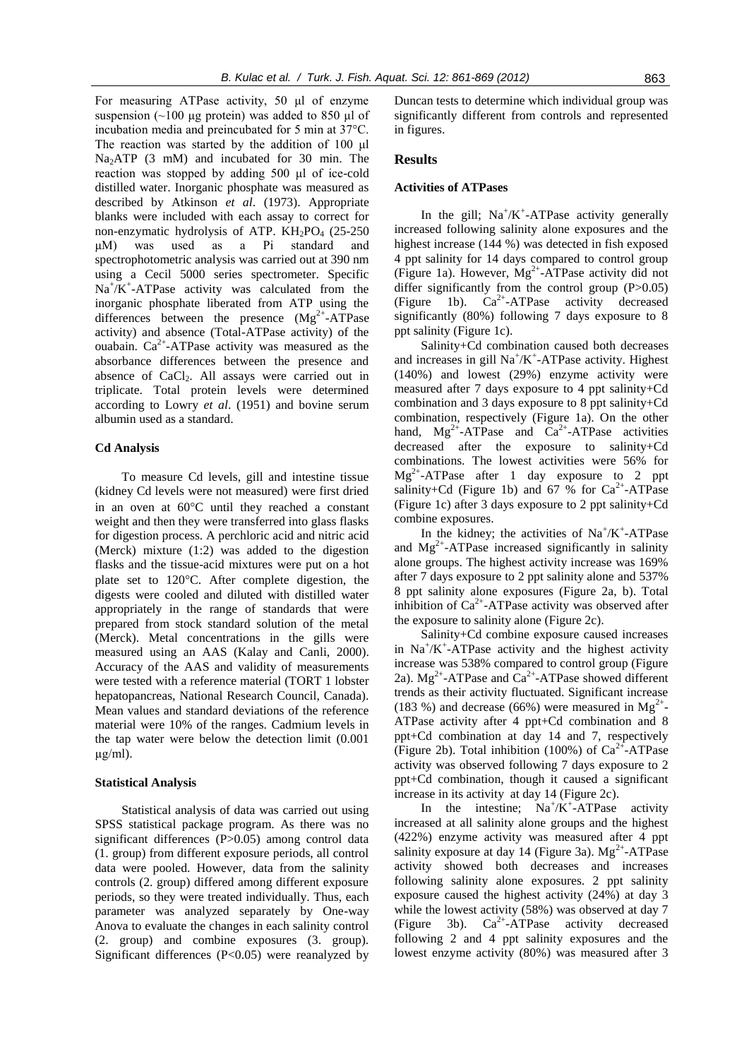For measuring ATPase activity, 50 μl of enzyme suspension (~100 μg protein) was added to 850 μl of incubation media and preincubated for 5 min at 37°C. The reaction was started by the addition of 100 μl $Na_2ATP$ (3 mM) and incubated for 30 min. The reaction was stopped by adding 500 μl of ice-cold distilled water. Inorganic phosphate was measured as described by Atkinson *et al*. (1973). Appropriate blanks were included with each assay to correct for non-enzymatic hydrolysis of ATP. $KH_2PO_4$ (25-250 μM) was used as a Pi standard and spectrophotometric analysis was carried out at 390 nm using a Cecil 5000 series spectrometer. Specific $Na^+/K^+$-ATPase activity was calculated from the inorganic phosphate liberated from ATP using the differences between the presence ($Mg^{2+}$-ATPase activity) and absence (Total-ATPase activity) of the ouabain. $Ca^{2+}$-ATPase activity was measured as the absorbance differences between the presence and absence of $CaCl_2$. All assays were carried out in triplicate. Total protein levels were determined according to Lowry *et al*. (1951) and bovine serum albumin used as a standard.

### Cd Analysis

To measure Cd levels, gill and intestine tissue (kidney Cd levels were not measured) were first dried in an oven at 60°C until they reached a constant weight and then they were transferred into glass flasks for digestion process. A perchloric acid and nitric acid (Merck) mixture (1:2) was added to the digestion flasks and the tissue-acid mixtures were put on a hot plate set to 120°C. After complete digestion, the digests were cooled and diluted with distilled water appropriately in the range of standards that were prepared from stock standard solution of the metal (Merck). Metal concentrations in the gills were measured using an AAS (Kalay and Canli, 2000). Accuracy of the AAS and validity of measurements were tested with a reference material (TORT 1 lobster hepatopancreas, National Research Council, Canada). Mean values and standard deviations of the reference material were 10% of the ranges. Cadmium levels in the tap water were below the detection limit (0.001 μg/ml).

### Statistical Analysis

Statistical analysis of data was carried out using SPSS statistical package program. As there was no significant differences ($P>0.05$) among control data (1. group) from different exposure periods, all control data were pooled. However, data from the salinity controls (2. group) differed among different exposure periods, so they were treated individually. Thus, each parameter was analyzed separately by One-way Anova to evaluate the changes in each salinity control (2. group) and combine exposures (3. group). Significant differences ($P<0.05$) were reanalyzed by Duncan tests to determine which individual group was significantly different from controls and represented in figures.

## Results

### Activities of ATPases

In the gill; $Na^+/K^+$-ATPase activity generally increased following salinity alone exposures and the highest increase (144 %) was detected in fish exposed 4 ppt salinity for 14 days compared to control group (Figure 1a). However, $Mg^{2+}$-ATPase activity did not differ significantly from the control group ($P>0.05$) (Figure 1b). $Ca^{2+}$-ATPase activity decreased significantly (80%) following 7 days exposure to 8 ppt salinity (Figure 1c).

Salinity+Cd combination caused both decreases and increases in gill $Na^+/K^+$-ATPase activity. Highest (140%) and lowest (29%) enzyme activity were measured after 7 days exposure to 4 ppt salinity+Cd combination and 3 days exposure to 8 ppt salinity+Cd combination, respectively (Figure 1a). On the other hand, $Mg^{2+}$-ATPase and $Ca^{2+}$-ATPase activities decreased after the exposure to salinity+Cd combinations. The lowest activities were 56% for $Mg^{2+}$-ATPase after 1 day exposure to 2 ppt salinity+Cd (Figure 1b) and 67 % for $Ca^{2+}$-ATPase (Figure 1c) after 3 days exposure to 2 ppt salinity+Cd combine exposures.

In the kidney; the activities of $Na^+/K^+$-ATPase and $Mg^{2+}$-ATPase increased significantly in salinity alone groups. The highest activity increase was 169% after 7 days exposure to 2 ppt salinity alone and 537% 8 ppt salinity alone exposures (Figure 2a, b). Total inhibition of $Ca^{2+}$-ATPase activity was observed after the exposure to salinity alone (Figure 2c).

Salinity+Cd combine exposure caused increases in $Na^+/K^+$-ATPase activity and the highest activity increase was 538% compared to control group (Figure 2a). $Mg^{2+}$-ATPase and $Ca^{2+}$-ATPase showed different trends as their activity fluctuated. Significant increase (183 %) and decrease (66%) were measured in $Mg^{2+}$-ATPase activity after 4 ppt+Cd combination and 8 ppt+Cd combination at day 14 and 7, respectively (Figure 2b). Total inhibition (100%) of $Ca^{2+}$-ATPase activity was observed following 7 days exposure to 2 ppt+Cd combination, though it caused a significant increase in its activity at day 14 (Figure 2c).

In the intestine; $Na^+/K^+$-ATPase activity increased at all salinity alone groups and the highest (422%) enzyme activity was measured after 4 ppt salinity exposure at day 14 (Figure 3a). $Mg^{2+}$-ATPase activity showed both decreases and increases following salinity alone exposures. 2 ppt salinity exposure caused the highest activity (24%) at day 3 while the lowest activity (58%) was observed at day 7 (Figure 3b). $Ca^{2+}$-ATPase activity decreased following 2 and 4 ppt salinity exposures and the lowest enzyme activity (80%) was measured after 3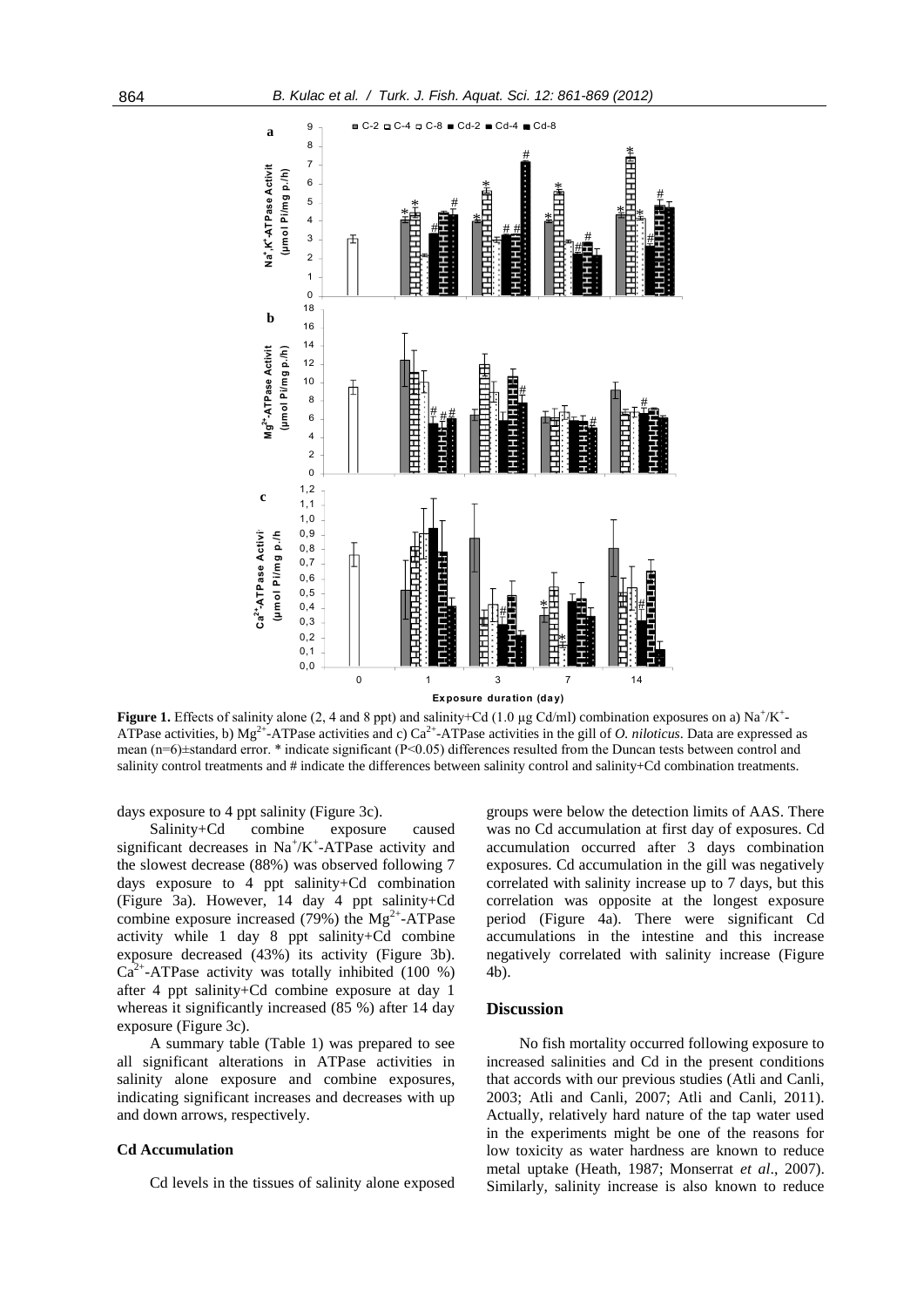a

9
8
7
6
5
4
3
2
1
0

$Na^+$,$K^+$-ATPase Activit (µmol Pi/mg p./h)

C-2 C-4 C-8 Cd-2 Cd-4 Cd-8

b

18
16
14
12
10
8
6
4
2
0

$Mg^{2+}$-ATPase Activit (µmol Pi/mg p./h)

c

1,2
1,1
1,0
0,9
0,8
0,7
0,6
0,5
0,4
0,3
0,2
0,1
0,0

$Ca^{2+}$-ATPase Activi (µmol Pi/mg p./h)

0 1 3 7 14

Exposure duration (day)

**Figure 1.** Effects of salinity alone (2, 4 and 8 ppt) and salinity+Cd (1.0 µg Cd/ml) combination exposures on a) $Na^+/K^+$-ATPase activities, b) $Mg^{2+}$-ATPase activities and c) $Ca^{2+}$-ATPase activities in the gill of *O. niloticus*. Data are expressed as mean (n=6)±standard error. * indicate significant (P<0.05) differences resulted from the Duncan tests between control and salinity control treatments and # indicate the differences between salinity control and salinity+Cd combination treatments.

days exposure to 4 ppt salinity (Figure 3c).

Salinity+Cd combine exposure caused significant decreases in $Na^+/K^+$-ATPase activity and the slowest decrease (88%) was observed following 7 days exposure to 4 ppt salinity+Cd combination (Figure 3a). However, 14 day 4 ppt salinity+Cd combine exposure increased (79%) the $Mg^{2+}$-ATPase activity while 1 day 8 ppt salinity+Cd combine exposure decreased (43%) its activity (Figure 3b). $Ca^{2+}$-ATPase activity was totally inhibited (100 %) after 4 ppt salinity+Cd combine exposure at day 1 whereas it significantly increased (85 %) after 14 day exposure (Figure 3c).

A summary table (Table 1) was prepared to see all significant alterations in ATPase activities in salinity alone exposure and combine exposures, indicating significant increases and decreases with up and down arrows, respectively.

### Cd Accumulation

Cd levels in the tissues of salinity alone exposed groups were below the detection limits of AAS. There was no Cd accumulation at first day of exposures. Cd accumulation occurred after 3 days combination exposures. Cd accumulation in the gill was negatively correlated with salinity increase up to 7 days, but this correlation was opposite at the longest exposure period (Figure 4a). There were significant Cd accumulations in the intestine and this increase negatively correlated with salinity increase (Figure 4b).

## Discussion

No fish mortality occurred following exposure to increased salinities and Cd in the present conditions that accords with our previous studies (Atli and Canli, 2003; Atli and Canli, 2007; Atli and Canli, 2011). Actually, relatively hard nature of the tap water used in the experiments might be one of the reasons for low toxicity as water hardness are known to reduce metal uptake (Heath, 1987; Monserrat *et al*., 2007). Similarly, salinity increase is also known to reduce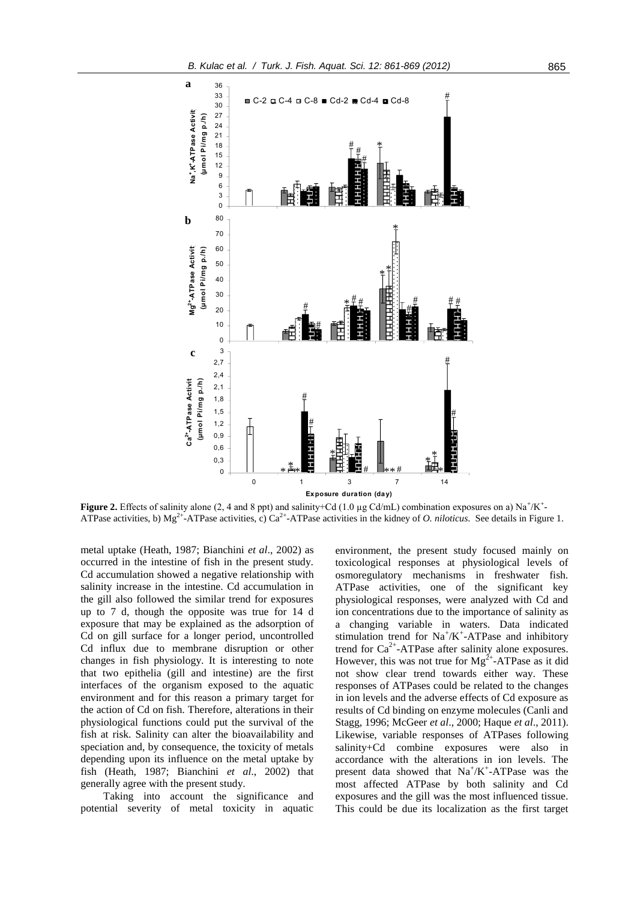a

36
33
30
27
24
21
18
15
12
9
6
3
0

C-2 C-4 C-8 Cd-2 Cd-4 Cd-8

$Na^+,K^+$-ATPase Activit (µmol Pi/mg p./h)

b

80
70
60
50
40
30
20
10
0

$Mg^{2+}$-ATPase Activit (µmol Pi/mg p./h)

c

3
2,7
2,4
2,1
1,8
1,5
1,2
0,9
0,6
0,3
0

$Ca^{2+}$-ATPase Activit (µmol Pi/mg p./h)

0 1 3 7 14

Exposure duration (day)

**Figure 2.** Effects of salinity alone (2, 4 and 8 ppt) and salinity+Cd (1.0 µg Cd/mL) combination exposures on a) $Na^+/K^+$-ATPase activities, b) $Mg^{2+}$-ATPase activities, c) $Ca^{2+}$-ATPase activities in the kidney of *O. niloticus*. See details in Figure 1.

metal uptake (Heath, 1987; Bianchini *et al*., 2002) as occurred in the intestine of fish in the present study. Cd accumulation showed a negative relationship with salinity increase in the intestine. Cd accumulation in the gill also followed the similar trend for exposures up to 7 d, though the opposite was true for 14 d exposure that may be explained as the adsorption of Cd on gill surface for a longer period, uncontrolled Cd influx due to membrane disruption or other changes in fish physiology. It is interesting to note that two epithelia (gill and intestine) are the first interfaces of the organism exposed to the aquatic environment and for this reason a primary target for the action of Cd on fish. Therefore, alterations in their physiological functions could put the survival of the fish at risk. Salinity can alter the bioavailability and speciation and, by consequence, the toxicity of metals depending upon its influence on the metal uptake by fish (Heath, 1987; Bianchini *et al*., 2002) that generally agree with the present study.

Taking into account the significance and potential severity of metal toxicity in aquatic environment, the present study focused mainly on toxicological responses at physiological levels of osmoregulatory mechanisms in freshwater fish. ATPase activities, one of the significant key physiological responses, were analyzed with Cd and ion concentrations due to the importance of salinity as a changing variable in waters. Data indicated stimulation trend for $Na^+/K^+$-ATPase and inhibitory trend for $Ca^{2+}$-ATPase after salinity alone exposures. However, this was not true for $Mg^{2+}$-ATPase as it did not show clear trend towards either way. These responses of ATPases could be related to the changes in ion levels and the adverse effects of Cd exposure as results of Cd binding on enzyme molecules (Canli and Stagg, 1996; McGeer *et al*., 2000; Haque *et al*., 2011). Likewise, variable responses of ATPases following salinity+Cd combine exposures were also in accordance with the alterations in ion levels. The present data showed that $Na^+/K^+$-ATPase was the most affected ATPase by both salinity and Cd exposures and the gill was the most influenced tissue. This could be due its localization as the first target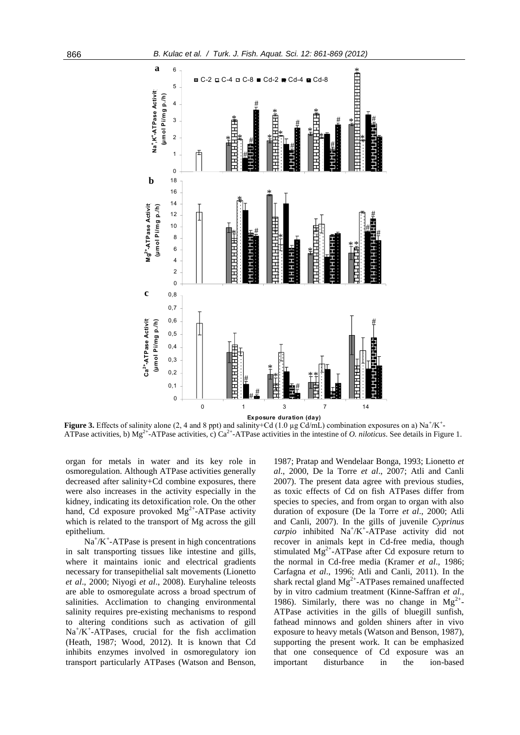a

$Na^+/K^+$-ATPase Activity (µmol Pi/mg p./h)

■ C-2 ▢ C-4 ▢ C-8 ■ Cd-2 ■ Cd-4 ■ Cd-8

0 1 2 3 4 5 6

b

$Mg^{2+}$-ATPase Activity (µmol Pi/mg p./h)

0 2 4 6 8 10 12 14 16 18

c

$Ca^{2+}$-ATPase Activity (µmol Pi/mg p./h)

0 0,1 0,2 0,3 0,4 0,5 0,6 0,7 0,8

0 1 3 7 14

Exposure duration (day)

**Figure 3.** Effects of salinity alone (2, 4 and 8 ppt) and salinity+Cd (1.0 µg Cd/mL) combination exposures on a) $Na^+/K^+$-ATPase activities, b) $Mg^{2+}$-ATPase activities, c) $Ca^{2+}$-ATPase activities in the intestine of *O. niloticus*. See details in Figure 1.

organ for metals in water and its key role in osmoregulation. Although ATPase activities generally decreased after salinity+Cd combine exposures, there were also increases in the activity especially in the kidney, indicating its detoxification role. On the other hand, Cd exposure provoked $Mg^{2+}$-ATPase activity which is related to the transport of Mg across the gill epithelium.

$Na^+/K^+$-ATPase is present in high concentrations in salt transporting tissues like intestine and gills, where it maintains ionic and electrical gradients necessary for transepithelial salt movements (Lionetto *et al*., 2000; Niyogi *et al*., 2008). Euryhaline teleosts are able to osmoregulate across a broad spectrum of salinities. Acclimation to changing environmental salinity requires pre-existing mechanisms to respond to altering conditions such as activation of gill $Na^+/K^+$-ATPases, crucial for the fish acclimation (Heath, 1987; Wood, 2012). It is known that Cd inhibits enzymes involved in osmoregulatory ion transport particularly ATPases (Watson and Benson, 1987; Pratap and Wendelaar Bonga, 1993; Lionetto *et al*., 2000, De la Torre *et al*., 2007; Atli and Canli 2007). The present data agree with previous studies, as toxic effects of Cd on fish ATPases differ from species to species, and from organ to organ with also duration of exposure (De la Torre *et al*., 2000; Atli and Canli, 2007). In the gills of juvenile *Cyprinus carpio* inhibited $Na^+/K^+$-ATPase activity did not recover in animals kept in Cd-free media, though stimulated $Mg^{2+}$-ATPase after Cd exposure return to the normal in Cd-free media (Kramer *et al*., 1986; Carfagna *et al*., 1996; Atli and Canli, 2011). In the shark rectal gland $Mg^{2+}$-ATPases remained unaffected by in vitro cadmium treatment (Kinne-Saffran *et al*., 1986). Similarly, there was no change in $Mg^{2+}$-ATPase activities in the gills of bluegill sunfish, fathead minnows and golden shiners after in vivo exposure to heavy metals (Watson and Benson, 1987), supporting the present work. It can be emphasized that one consequence of Cd exposure was an important disturbance in the ion-based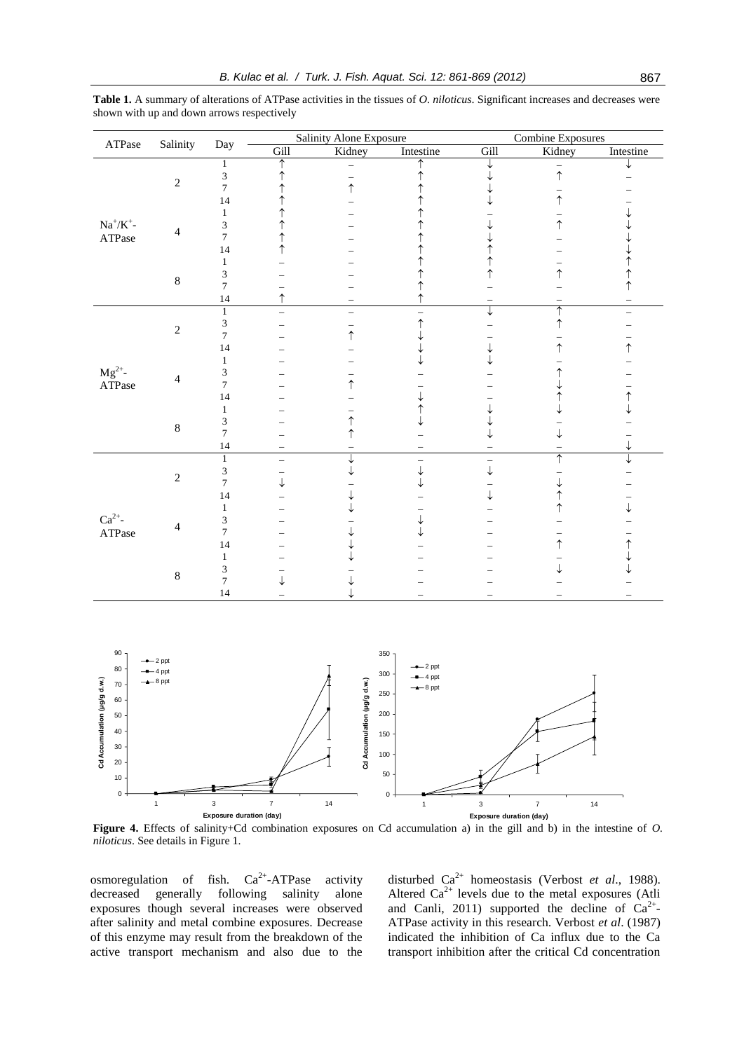**Table 1.** A summary of alterations of ATPase activities in the tissues of *O. niloticus*. Significant increases and decreases were shown with up and down arrows respectively

| ATPase | Salinity | Day | Salinity Alone Exposure | | | Combine Exposures | | |
|---|---|---|---|---|---|---|---|---|
| | | | Gill | Kidney | Intestine | Gill | Kidney | Intestine |
| $Na^+/K^+$-ATPase | 2 | 1 | ↑ | – | ↑ | ↓ | – | ↓ |
| | | 3 | ↑ | – | ↑ | ↓ | ↑ | – |
| | | 7 | ↑ | ↑ | ↑ | ↓ | – | – |
| | | 14 | ↑ | – | ↑ | ↓ | ↑ | – |
| | 4 | 1 | ↑ | – | ↑ | – | – | ↓ |
| | | 3 | ↑ | – | ↑ | ↓ | ↑ | ↓ |
| | | 7 | ↑ | – | ↑ | ↓ | – | ↓ |
| | | 14 | ↑ | – | ↑ | ↑ | – | ↓ |
| | 8 | 1 | – | – | ↑ | ↑ | – | ↑ |
| | | 3 | – | – | ↑ | ↑ | ↑ | ↑ |
| | | 7 | – | – | ↑ | – | – | ↑ |
| | | 14 | ↑ | – | ↑ | – | – | – |
| $Mg^{2+}$-ATPase | 2 | 1 | – | – | – | ↓ | ↑ | – |
| | | 3 | – | – | ↑ | – | ↑ | – |
| | | 7 | – | ↑ | ↓ | – | – | – |
| | | 14 | – | – | ↓ | ↓ | ↑ | ↑ |
| | 4 | 1 | – | – | ↓ | ↓ | – | – |
| | | 3 | – | – | – | – | ↑ | – |
| | | 7 | – | ↑ | – | – | ↓ | – |
| | | 14 | – | – | ↓ | – | ↑ | ↑ |
| | 8 | 1 | – | – | ↑ | ↓ | ↓ | ↓ |
| | | 3 | – | ↑ | ↓ | ↓ | – | – |
| | | 7 | – | ↑ | – | ↓ | ↓ | – |
| | | 14 | – | – | – | – | – | ↓ |
| $Ca^{2+}$-ATPase | 2 | 1 | – | ↓ | – | – | ↑ | ↓ |
| | | 3 | – | ↓ | ↓ | ↓ | – | – |
| | | 7 | ↓ | – | ↓ | – | ↓ | – |
| | | 14 | – | ↓ | – | ↓ | ↑ | – |
| | 4 | 1 | – | ↓ | – | – | ↑ | ↓ |
| | | 3 | – | – | ↓ | – | – | – |
| | | 7 | – | ↓ | ↓ | – | – | – |
| | | 14 | – | ↓ | – | – | ↑ | ↑ |
| | 8 | 1 | – | ↓ | – | – | – | ↓ |
| | | 3 | – | – | – | – | ↓ | ↓ |
| | | 7 | ↓ | ↓ | – | – | – | – |
| | | 14 | – | ↓ | – | – | – | – |

2 ppt
4 ppt
8 ppt
Cd Accumulation (µg/g d.w.)
Exposure duration (day)

**Figure 4.** Effects of salinity+Cd combination exposures on Cd accumulation a) in the gill and b) in the intestine of *O. niloticus*. See details in Figure 1.

osmoregulation of fish. $Ca^{2+}$-ATPase activity decreased generally following salinity alone exposures though several increases were observed after salinity and metal combine exposures. Decrease of this enzyme may result from the breakdown of the active transport mechanism and also due to the disturbed $Ca^{2+}$ homeostasis (Verbost *et al*., 1988). Altered $Ca^{2+}$ levels due to the metal exposures (Atli and Canli, 2011) supported the decline of $Ca^{2+}$-ATPase activity in this research. Verbost *et al*. (1987) indicated the inhibition of Ca influx due to the Ca transport inhibition after the critical Cd concentration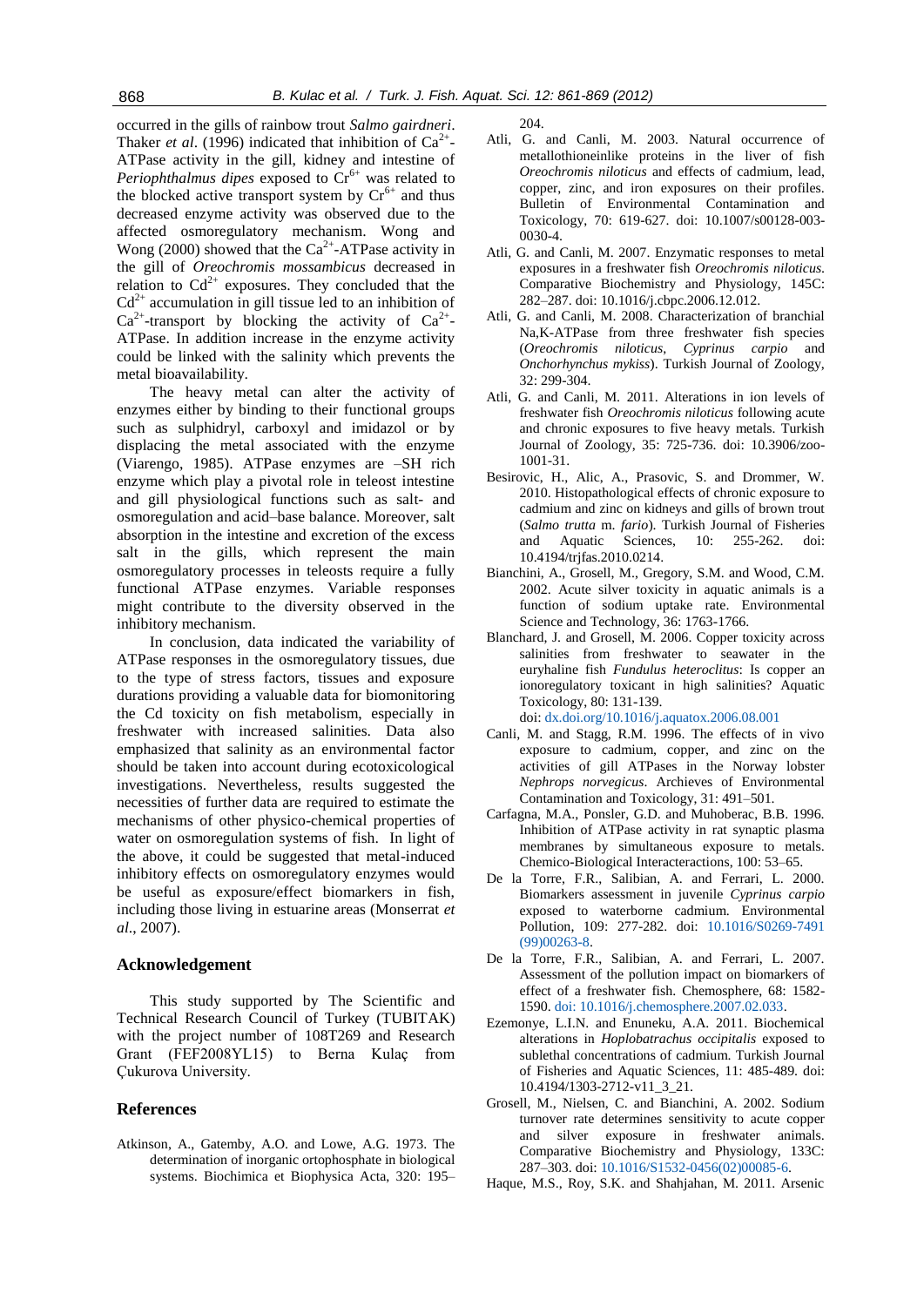occurred in the gills of rainbow trout *Salmo gairdneri*. Thaker *et al*. (1996) indicated that inhibition of $Ca^{2+}$-ATPase activity in the gill, kidney and intestine of *Periophthalmus dipes* exposed to $Cr^{6+}$ was related to the blocked active transport system by $Cr^{6+}$ and thus decreased enzyme activity was observed due to the affected osmoregulatory mechanism. Wong and Wong (2000) showed that the $Ca^{2+}$-ATPase activity in the gill of *Oreochromis mossambicus* decreased in relation to $Cd^{2+}$ exposures. They concluded that the $Cd^{2+}$ accumulation in gill tissue led to an inhibition of $Ca^{2+}$-transport by blocking the activity of $Ca^{2+}$-ATPase. In addition increase in the enzyme activity could be linked with the salinity which prevents the metal bioavailability.

The heavy metal can alter the activity of enzymes either by binding to their functional groups such as sulphidryl, carboxyl and imidazol or by displacing the metal associated with the enzyme (Viarengo, 1985). ATPase enzymes are –SH rich enzyme which play a pivotal role in teleost intestine and gill physiological functions such as salt- and osmoregulation and acid–base balance. Moreover, salt absorption in the intestine and excretion of the excess salt in the gills, which represent the main osmoregulatory processes in teleosts require a fully functional ATPase enzymes. Variable responses might contribute to the diversity observed in the inhibitory mechanism.

In conclusion, data indicated the variability of ATPase responses in the osmoregulatory tissues, due to the type of stress factors, tissues and exposure durations providing a valuable data for biomonitoring the Cd toxicity on fish metabolism, especially in freshwater with increased salinities. Data also emphasized that salinity as an environmental factor should be taken into account during ecotoxicological investigations. Nevertheless, results suggested the necessities of further data are required to estimate the mechanisms of other physico-chemical properties of water on osmoregulation systems of fish. In light of the above, it could be suggested that metal-induced inhibitory effects on osmoregulatory enzymes would be useful as exposure/effect biomarkers in fish, including those living in estuarine areas (Monserrat *et al*., 2007).

## Acknowledgement

This study supported by The Scientific and Technical Research Council of Turkey (TUBITAK) with the project number of 108T269 and Research Grant (FEF2008YL15) to Berna Kulaç from Çukurova University.

## References

Atkinson, A., Gatemby, A.O. and Lowe, A.G. 1973. The determination of inorganic ortophosphate in biological systems. Biochimica et Biophysica Acta, 320: 195–204.

Atli, G. and Canli, M. 2003. Natural occurrence of metallothioneinlike proteins in the liver of fish *Oreochromis niloticus* and effects of cadmium, lead, copper, zinc, and iron exposures on their profiles. Bulletin of Environmental Contamination and Toxicology, 70: 619-627. doi: 10.1007/s00128-003-0030-4.

Atli, G. and Canli, M. 2007. Enzymatic responses to metal exposures in a freshwater fish *Oreochromis niloticus*. Comparative Biochemistry and Physiology, 145C: 282–287. doi: 10.1016/j.cbpc.2006.12.012.

Atli, G. and Canli, M. 2008. Characterization of branchial Na,K-ATPase from three freshwater fish species (*Oreochromis niloticus*, *Cyprinus carpio* and *Onchorhynchus mykiss*). Turkish Journal of Zoology, 32: 299-304.

Atli, G. and Canli, M. 2011. Alterations in ion levels of freshwater fish *Oreochromis niloticus* following acute and chronic exposures to five heavy metals. Turkish Journal of Zoology, 35: 725-736. doi: 10.3906/zoo-1001-31.

Besirovic, H., Alic, A., Prasovic, S. and Drommer, W. 2010. Histopathological effects of chronic exposure to cadmium and zinc on kidneys and gills of brown trout (*Salmo trutta* m. *fario*). Turkish Journal of Fisheries and Aquatic Sciences, 10: 255-262. doi: 10.4194/trjfas.2010.0214.

Bianchini, A., Grosell, M., Gregory, S.M. and Wood, C.M. 2002. Acute silver toxicity in aquatic animals is a function of sodium uptake rate. Environmental Science and Technology, 36: 1763-1766.

Blanchard, J. and Grosell, M. 2006. Copper toxicity across salinities from freshwater to seawater in the euryhaline fish *Fundulus heteroclitus*: Is copper an ionoregulatory toxicant in high salinities? Aquatic Toxicology, 80: 131-139. doi: dx.doi.org/10.1016/j.aquatox.2006.08.001

Canli, M. and Stagg, R.M. 1996. The effects of in vivo exposure to cadmium, copper, and zinc on the activities of gill ATPases in the Norway lobster *Nephrops norvegicus*. Archieves of Environmental Contamination and Toxicology, 31: 491–501.

Carfagna, M.A., Ponsler, G.D. and Muhoberac, B.B. 1996. Inhibition of ATPase activity in rat synaptic plasma membranes by simultaneous exposure to metals. Chemico-Biological Interacteractions, 100: 53–65.

De la Torre, F.R., Salibian, A. and Ferrari, L. 2000. Biomarkers assessment in juvenile *Cyprinus carpio* exposed to waterborne cadmium. Environmental Pollution, 109: 277-282. doi: 10.1016/S0269-7491(99)00263-8.

De la Torre, F.R., Salibian, A. and Ferrari, L. 2007. Assessment of the pollution impact on biomarkers of effect of a freshwater fish. Chemosphere, 68: 1582-1590. doi: 10.1016/j.chemosphere.2007.02.033.

Ezemonye, L.I.N. and Enuneku, A.A. 2011. Biochemical alterations in *Hoplobatrachus occipitalis* exposed to sublethal concentrations of cadmium. Turkish Journal of Fisheries and Aquatic Sciences, 11: 485-489. doi: 10.4194/1303-2712-v11_3_21.

Grosell, M., Nielsen, C. and Bianchini, A. 2002. Sodium turnover rate determines sensitivity to acute copper and silver exposure in freshwater animals. Comparative Biochemistry and Physiology, 133C: 287–303. doi: 10.1016/S1532-0456(02)00085-6.

Haque, M.S., Roy, S.K. and Shahjahan, M. 2011. Arsenic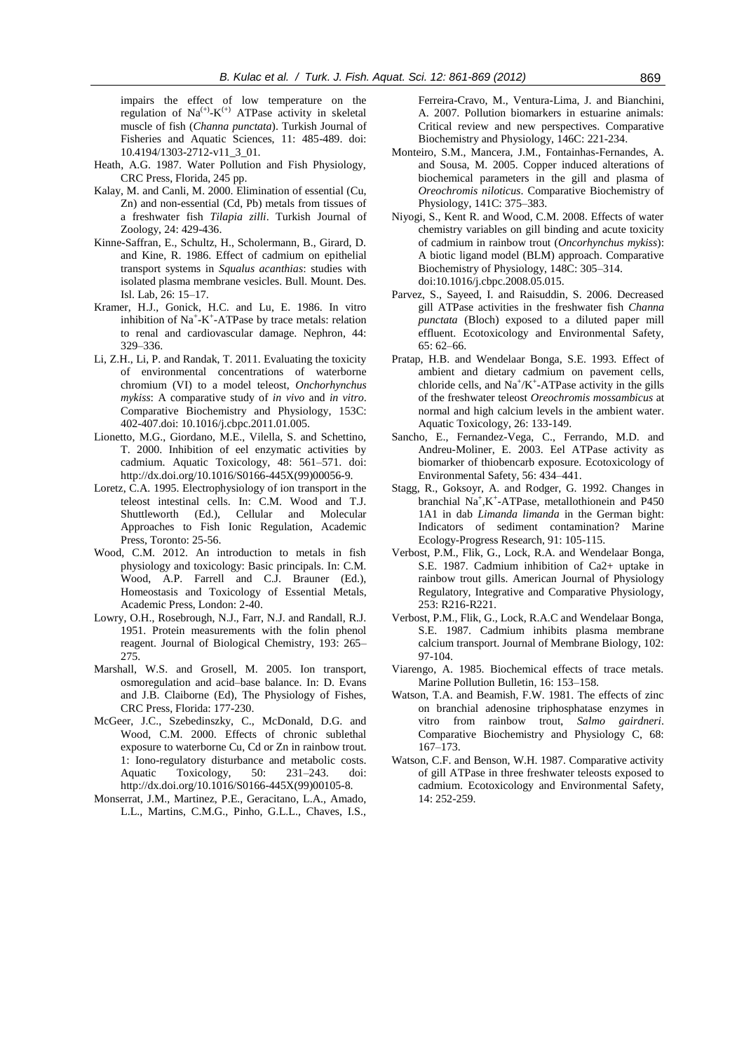impairs the effect of low temperature on the regulation of $Na^{(+)}$-$K^{(+)}$ ATPase activity in skeletal muscle of fish (*Channa punctata*). Turkish Journal of Fisheries and Aquatic Sciences, 11: 485-489. doi: 10.4194/1303-2712-v11_3_01.

Heath, A.G. 1987. Water Pollution and Fish Physiology, CRC Press, Florida, 245 pp.

Kalay, M. and Canli, M. 2000. Elimination of essential (Cu, Zn) and non-essential (Cd, Pb) metals from tissues of a freshwater fish *Tilapia zilli*. Turkish Journal of Zoology, 24: 429-436.

Kinne-Saffran, E., Schultz, H., Scholermann, B., Girard, D. and Kine, R. 1986. Effect of cadmium on epithelial transport systems in *Squalus acanthias*: studies with isolated plasma membrane vesicles. Bull. Mount. Des. Isl. Lab, 26: 15–17.

Kramer, H.J., Gonick, H.C. and Lu, E. 1986. In vitro inhibition of $Na^+$-$K^+$-ATPase by trace metals: relation to renal and cardiovascular damage. Nephron, 44: 329–336.

Li, Z.H., Li, P. and Randak, T. 2011. Evaluating the toxicity of environmental concentrations of waterborne chromium (VI) to a model teleost, *Onchorhynchus mykiss*: A comparative study of *in vivo* and *in vitro*. Comparative Biochemistry and Physiology, 153C: 402-407.doi: 10.1016/j.cbpc.2011.01.005.

Lionetto, M.G., Giordano, M.E., Vilella, S. and Schettino, T. 2000. Inhibition of eel enzymatic activities by cadmium. Aquatic Toxicology, 48: 561–571. doi: http://dx.doi.org/10.1016/S0166-445X(99)00056-9.

Loretz, C.A. 1995. Electrophysiology of ion transport in the teleost intestinal cells. In: C.M. Wood and T.J. Shuttleworth (Ed.), Cellular and Molecular Approaches to Fish Ionic Regulation, Academic Press, Toronto: 25-56.

Wood, C.M. 2012. An introduction to metals in fish physiology and toxicology: Basic principals. In: C.M. Wood, A.P. Farrell and C.J. Brauner (Ed.), Homeostasis and Toxicology of Essential Metals, Academic Press, London: 2-40.

Lowry, O.H., Rosebrough, N.J., Farr, N.J. and Randall, R.J. 1951. Protein measurements with the folin phenol reagent. Journal of Biological Chemistry, 193: 265–275.

Marshall, W.S. and Grosell, M. 2005. Ion transport, osmoregulation and acid–base balance. In: D. Evans and J.B. Claiborne (Ed), The Physiology of Fishes, CRC Press, Florida: 177-230.

McGeer, J.C., Szebedinszky, C., McDonald, D.G. and Wood, C.M. 2000. Effects of chronic sublethal exposure to waterborne Cu, Cd or Zn in rainbow trout. 1: Iono-regulatory disturbance and metabolic costs. Aquatic Toxicology, 50: 231–243. doi: http://dx.doi.org/10.1016/S0166-445X(99)00105-8.

Monserrat, J.M., Martinez, P.E., Geracitano, L.A., Amado, L.L., Martins, C.M.G., Pinho, G.L.L., Chaves, I.S., Ferreira-Cravo, M., Ventura-Lima, J. and Bianchini, A. 2007. Pollution biomarkers in estuarine animals: Critical review and new perspectives. Comparative Biochemistry and Physiology, 146C: 221-234.

Monteiro, S.M., Mancera, J.M., Fontainhas-Fernandes, A. and Sousa, M. 2005. Copper induced alterations of biochemical parameters in the gill and plasma of *Oreochromis niloticus*. Comparative Biochemistry of Physiology, 141C: 375–383.

Niyogi, S., Kent R. and Wood, C.M. 2008. Effects of water chemistry variables on gill binding and acute toxicity of cadmium in rainbow trout (*Oncorhynchus mykiss*): A biotic ligand model (BLM) approach. Comparative Biochemistry of Physiology, 148C: 305–314. doi:10.1016/j.cbpc.2008.05.015.

Parvez, S., Sayeed, I. and Raisuddin, S. 2006. Decreased gill ATPase activities in the freshwater fish *Channa punctata* (Bloch) exposed to a diluted paper mill effluent. Ecotoxicology and Environmental Safety, 65: 62–66.

Pratap, H.B. and Wendelaar Bonga, S.E. 1993. Effect of ambient and dietary cadmium on pavement cells, chloride cells, and $Na^+$/$K^+$-ATPase activity in the gills of the freshwater teleost *Oreochromis mossambicus* at normal and high calcium levels in the ambient water. Aquatic Toxicology, 26: 133-149.

Sancho, E., Fernandez-Vega, C., Ferrando, M.D. and Andreu-Moliner, E. 2003. Eel ATPase activity as biomarker of thiobencarb exposure. Ecotoxicology of Environmental Safety, 56: 434–441.

Stagg, R., Goksoyr, A. and Rodger, G. 1992. Changes in branchial $Na^+$,$K^+$-ATPase, metallothionein and P450 1A1 in dab *Limanda limanda* in the German bight: Indicators of sediment contamination? Marine Ecology-Progress Research, 91: 105-115.

Verbost, P.M., Flik, G., Lock, R.A. and Wendelaar Bonga, S.E. 1987. Cadmium inhibition of Ca2+ uptake in rainbow trout gills. American Journal of Physiology Regulatory, Integrative and Comparative Physiology, 253: R216-R221.

Verbost, P.M., Flik, G., Lock, R.A.C and Wendelaar Bonga, S.E. 1987. Cadmium inhibits plasma membrane calcium transport. Journal of Membrane Biology, 102: 97-104.

Viarengo, A. 1985. Biochemical effects of trace metals. Marine Pollution Bulletin, 16: 153–158.

Watson, T.A. and Beamish, F.W. 1981. The effects of zinc on branchial adenosine triphosphatase enzymes in vitro from rainbow trout, *Salmo gairdneri*. Comparative Biochemistry and Physiology C, 68: 167–173.

Watson, C.F. and Benson, W.H. 1987. Comparative activity of gill ATPase in three freshwater teleosts exposed to cadmium. Ecotoxicology and Environmental Safety, 14: 252-259.